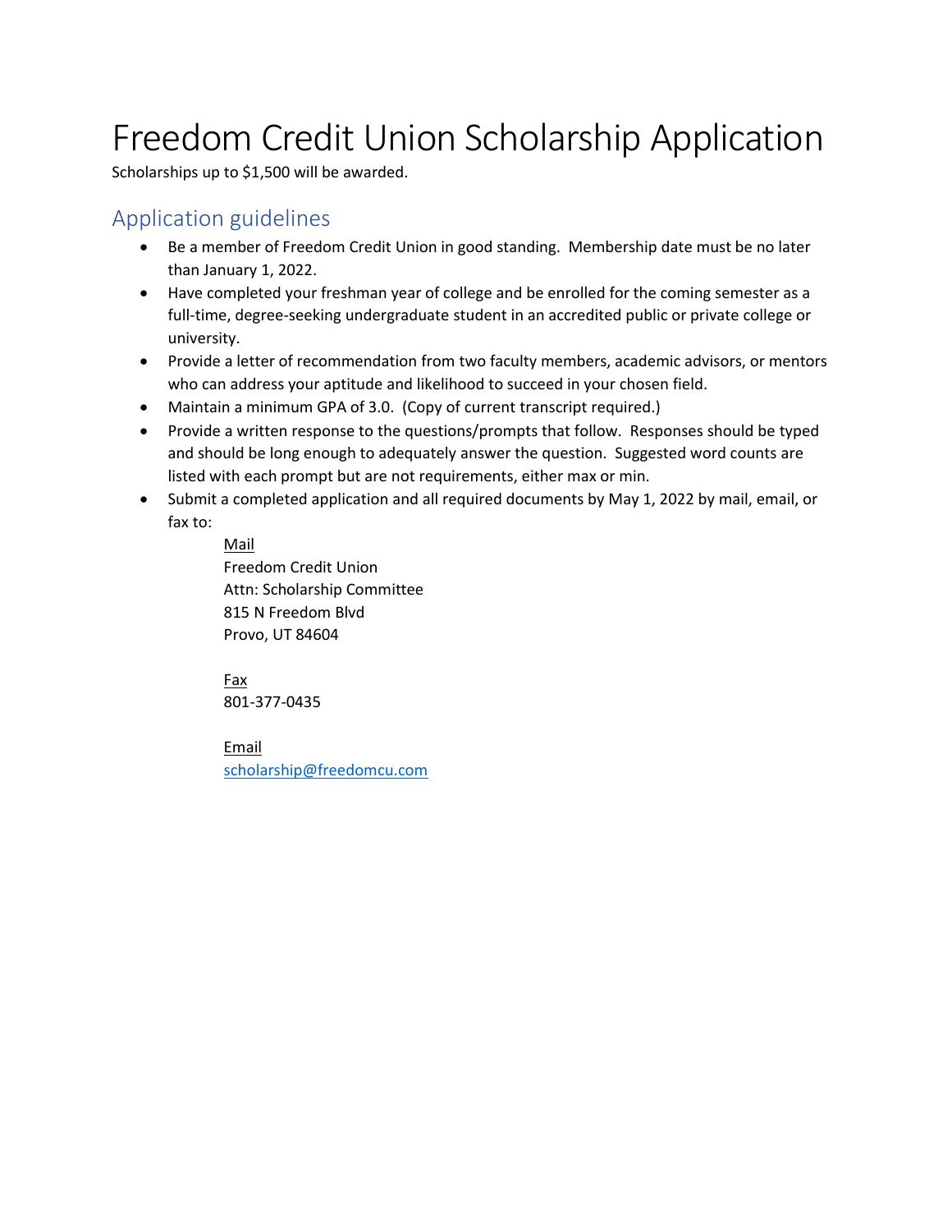# Freedom Credit Union Scholarship Application

Scholarships up to $1,500 will be awarded.

## Application guidelines

- Be a member of Freedom Credit Union in good standing. Membership date must be no later than January 1, 2022.
- Have completed your freshman year of college and be enrolled for the coming semester as a full-time, degree-seeking undergraduate student in an accredited public or private college or university.
- Provide a letter of recommendation from two faculty members, academic advisors, or mentors who can address your aptitude and likelihood to succeed in your chosen field.
- Maintain a minimum GPA of 3.0. (Copy of current transcript required.)
- Provide a written response to the questions/prompts that follow. Responses should be typed and should be long enough to adequately answer the question. Suggested word counts are listed with each prompt but are not requirements, either max or min.
- Submit a completed application and all required documents by May 1, 2022 by mail, email, or fax to:

  Mail
  Freedom Credit Union
  Attn: Scholarship Committee
  815 N Freedom Blvd
  Provo, UT 84604

  Fax
  801-377-0435

  Email
  scholarship@freedomcu.com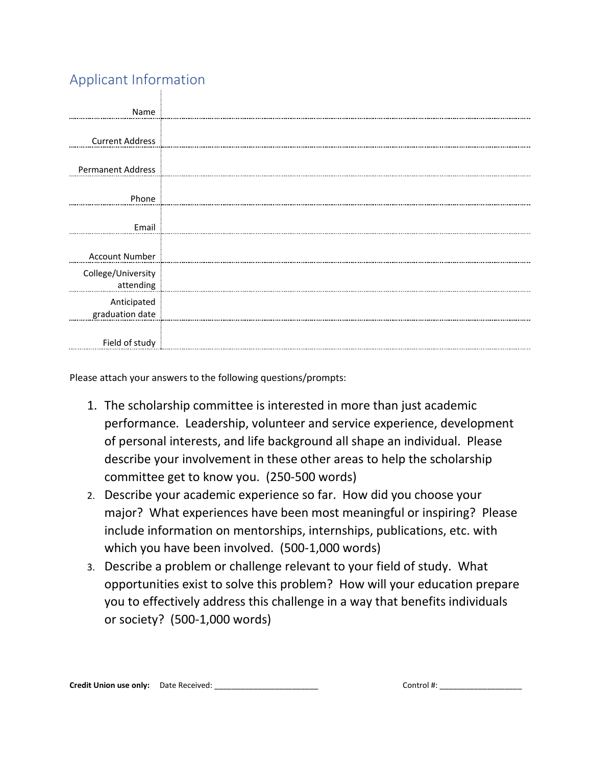## Applicant Information

| | |
|---|---|
| Name | |
| Current Address | |
| Permanent Address | |
| Phone | |
| Email | |
| Account Number | |
| College/University attending | |
| Anticipated graduation date | |
| Field of study | |

Please attach your answers to the following questions/prompts:

1. The scholarship committee is interested in more than just academic performance. Leadership, volunteer and service experience, development of personal interests, and life background all shape an individual. Please describe your involvement in these other areas to help the scholarship committee get to know you. (250-500 words)
2. Describe your academic experience so far. How did you choose your major? What experiences have been most meaningful or inspiring? Please include information on mentorships, internships, publications, etc. with which you have been involved. (500-1,000 words)
3. Describe a problem or challenge relevant to your field of study. What opportunities exist to solve this problem? How will your education prepare you to effectively address this challenge in a way that benefits individuals or society? (500-1,000 words)

**Credit Union use only:** Date Received: ______________________ Control #: __________________